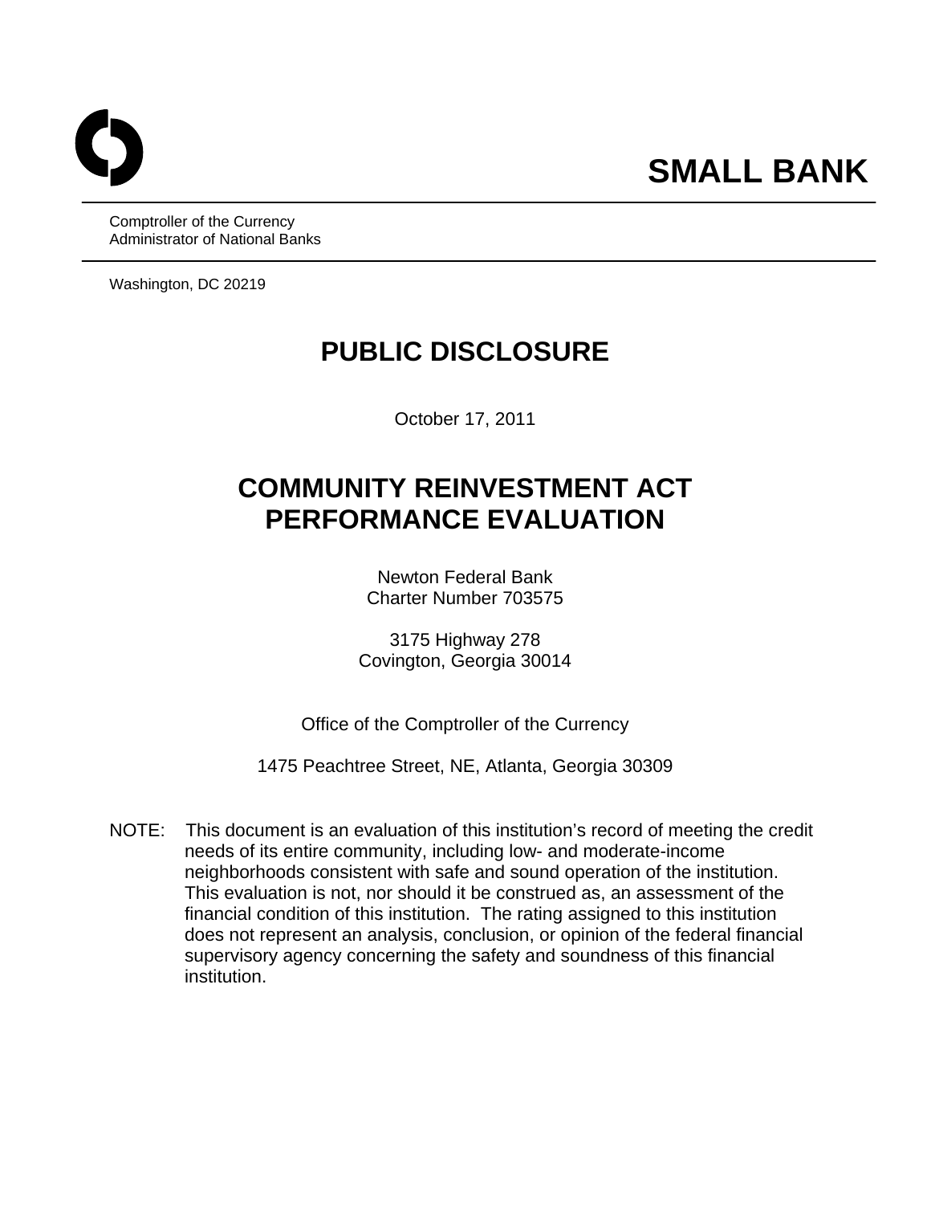# SMALL BANK

Comptroller of the Currency
Administrator of National Banks

Washington, DC 20219

## PUBLIC DISCLOSURE

October 17, 2011

## COMMUNITY REINVESTMENT ACT PERFORMANCE EVALUATION

Newton Federal Bank
Charter Number 703575

3175 Highway 278
Covington, Georgia 30014

Office of the Comptroller of the Currency

1475 Peachtree Street, NE, Atlanta, Georgia 30309

NOTE: This document is an evaluation of this institution's record of meeting the credit needs of its entire community, including low- and moderate-income neighborhoods consistent with safe and sound operation of the institution. This evaluation is not, nor should it be construed as, an assessment of the financial condition of this institution. The rating assigned to this institution does not represent an analysis, conclusion, or opinion of the federal financial supervisory agency concerning the safety and soundness of this financial institution.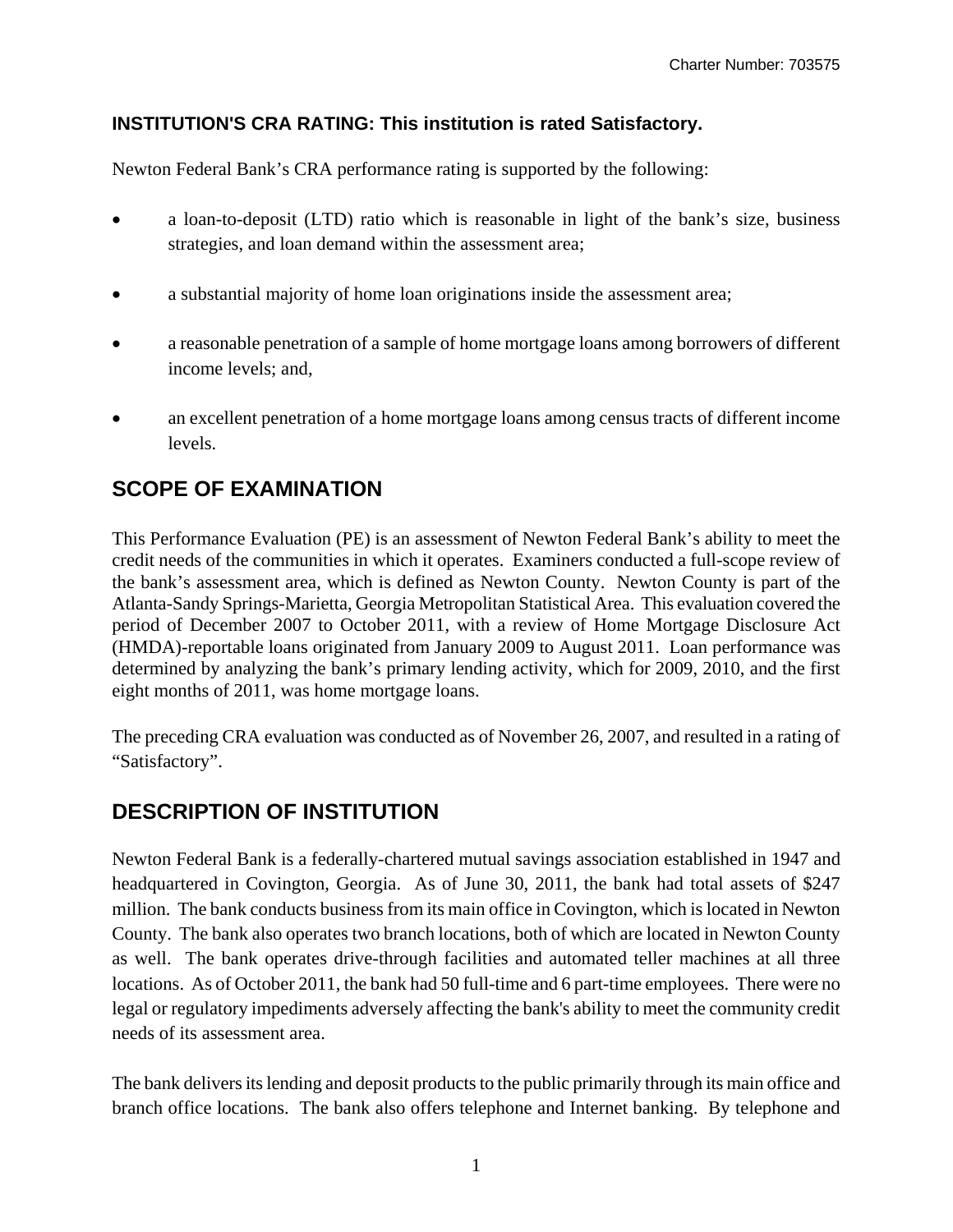**INSTITUTION'S CRA RATING: This institution is rated Satisfactory.**

Newton Federal Bank's CRA performance rating is supported by the following:

- a loan-to-deposit (LTD) ratio which is reasonable in light of the bank's size, business strategies, and loan demand within the assessment area;
- a substantial majority of home loan originations inside the assessment area;
- a reasonable penetration of a sample of home mortgage loans among borrowers of different income levels; and,
- an excellent penetration of a home mortgage loans among census tracts of different income levels.

## SCOPE OF EXAMINATION

This Performance Evaluation (PE) is an assessment of Newton Federal Bank's ability to meet the credit needs of the communities in which it operates. Examiners conducted a full-scope review of the bank's assessment area, which is defined as Newton County. Newton County is part of the Atlanta-Sandy Springs-Marietta, Georgia Metropolitan Statistical Area. This evaluation covered the period of December 2007 to October 2011, with a review of Home Mortgage Disclosure Act (HMDA)-reportable loans originated from January 2009 to August 2011. Loan performance was determined by analyzing the bank's primary lending activity, which for 2009, 2010, and the first eight months of 2011, was home mortgage loans.

The preceding CRA evaluation was conducted as of November 26, 2007, and resulted in a rating of "Satisfactory".

## DESCRIPTION OF INSTITUTION

Newton Federal Bank is a federally-chartered mutual savings association established in 1947 and headquartered in Covington, Georgia. As of June 30, 2011, the bank had total assets of $247 million. The bank conducts business from its main office in Covington, which is located in Newton County. The bank also operates two branch locations, both of which are located in Newton County as well. The bank operates drive-through facilities and automated teller machines at all three locations. As of October 2011, the bank had 50 full-time and 6 part-time employees. There were no legal or regulatory impediments adversely affecting the bank's ability to meet the community credit needs of its assessment area.

The bank delivers its lending and deposit products to the public primarily through its main office and branch office locations. The bank also offers telephone and Internet banking. By telephone and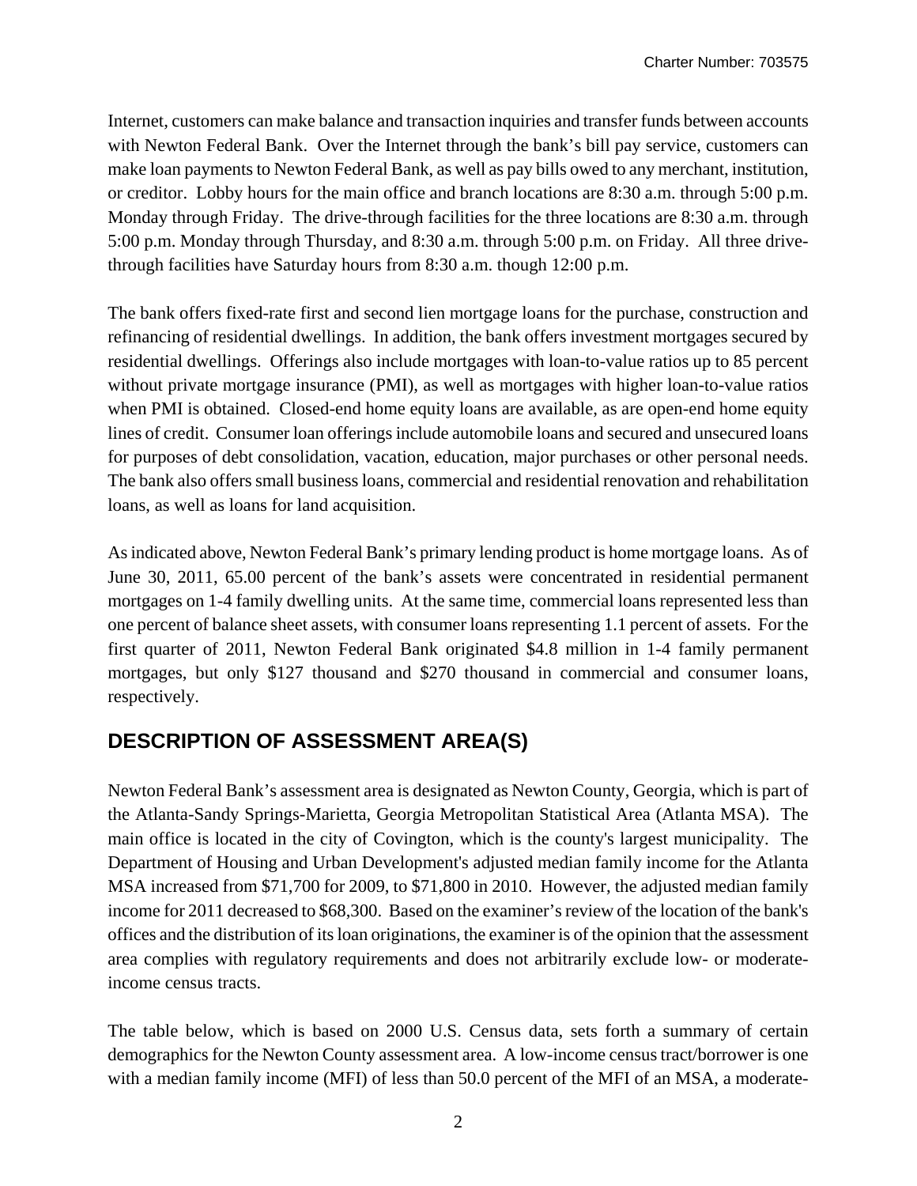Internet, customers can make balance and transaction inquiries and transfer funds between accounts with Newton Federal Bank. Over the Internet through the bank's bill pay service, customers can make loan payments to Newton Federal Bank, as well as pay bills owed to any merchant, institution, or creditor. Lobby hours for the main office and branch locations are 8:30 a.m. through 5:00 p.m. Monday through Friday. The drive-through facilities for the three locations are 8:30 a.m. through 5:00 p.m. Monday through Thursday, and 8:30 a.m. through 5:00 p.m. on Friday. All three drive-through facilities have Saturday hours from 8:30 a.m. though 12:00 p.m.

The bank offers fixed-rate first and second lien mortgage loans for the purchase, construction and refinancing of residential dwellings. In addition, the bank offers investment mortgages secured by residential dwellings. Offerings also include mortgages with loan-to-value ratios up to 85 percent without private mortgage insurance (PMI), as well as mortgages with higher loan-to-value ratios when PMI is obtained. Closed-end home equity loans are available, as are open-end home equity lines of credit. Consumer loan offerings include automobile loans and secured and unsecured loans for purposes of debt consolidation, vacation, education, major purchases or other personal needs. The bank also offers small business loans, commercial and residential renovation and rehabilitation loans, as well as loans for land acquisition.

As indicated above, Newton Federal Bank's primary lending product is home mortgage loans. As of June 30, 2011, 65.00 percent of the bank's assets were concentrated in residential permanent mortgages on 1-4 family dwelling units. At the same time, commercial loans represented less than one percent of balance sheet assets, with consumer loans representing 1.1 percent of assets. For the first quarter of 2011, Newton Federal Bank originated $4.8 million in 1-4 family permanent mortgages, but only $127 thousand and $270 thousand in commercial and consumer loans, respectively.

## DESCRIPTION OF ASSESSMENT AREA(S)

Newton Federal Bank's assessment area is designated as Newton County, Georgia, which is part of the Atlanta-Sandy Springs-Marietta, Georgia Metropolitan Statistical Area (Atlanta MSA). The main office is located in the city of Covington, which is the county's largest municipality. The Department of Housing and Urban Development's adjusted median family income for the Atlanta MSA increased from $71,700 for 2009, to $71,800 in 2010. However, the adjusted median family income for 2011 decreased to $68,300. Based on the examiner's review of the location of the bank's offices and the distribution of its loan originations, the examiner is of the opinion that the assessment area complies with regulatory requirements and does not arbitrarily exclude low- or moderate-income census tracts.

The table below, which is based on 2000 U.S. Census data, sets forth a summary of certain demographics for the Newton County assessment area. A low-income census tract/borrower is one with a median family income (MFI) of less than 50.0 percent of the MFI of an MSA, a moderate-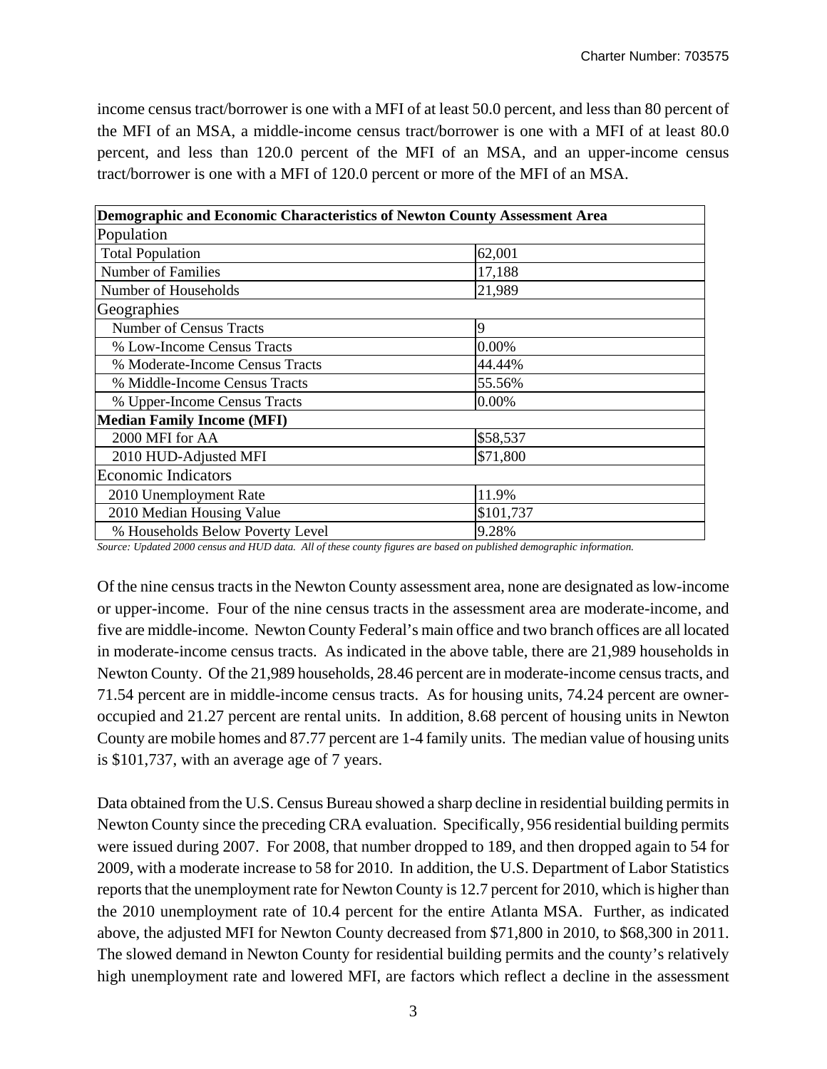income census tract/borrower is one with a MFI of at least 50.0 percent, and less than 80 percent of the MFI of an MSA, a middle-income census tract/borrower is one with a MFI of at least 80.0 percent, and less than 120.0 percent of the MFI of an MSA, and an upper-income census tract/borrower is one with a MFI of 120.0 percent or more of the MFI of an MSA.

| **Demographic and Economic Characteristics of Newton County Assessment Area** | |
|---|---|
| Population | |
| Total Population | 62,001 |
| Number of Families | 17,188 |
| Number of Households | 21,989 |
| Geographies | |
| Number of Census Tracts | 9 |
| % Low-Income Census Tracts | 0.00% |
| % Moderate-Income Census Tracts | 44.44% |
| % Middle-Income Census Tracts | 55.56% |
| % Upper-Income Census Tracts | 0.00% |
| **Median Family Income (MFI)** | |
| 2000 MFI for AA | \$58,537 |
| 2010 HUD-Adjusted MFI | \$71,800 |
| Economic Indicators | |
| 2010 Unemployment Rate | 11.9% |
| 2010 Median Housing Value | \$101,737 |
| % Households Below Poverty Level | 9.28% |

*Source: Updated 2000 census and HUD data. All of these county figures are based on published demographic information.*

Of the nine census tracts in the Newton County assessment area, none are designated as low-income or upper-income. Four of the nine census tracts in the assessment area are moderate-income, and five are middle-income. Newton County Federal's main office and two branch offices are all located in moderate-income census tracts. As indicated in the above table, there are 21,989 households in Newton County. Of the 21,989 households, 28.46 percent are in moderate-income census tracts, and 71.54 percent are in middle-income census tracts. As for housing units, 74.24 percent are owner-occupied and 21.27 percent are rental units. In addition, 8.68 percent of housing units in Newton County are mobile homes and 87.77 percent are 1-4 family units. The median value of housing units is \$101,737, with an average age of 7 years.

Data obtained from the U.S. Census Bureau showed a sharp decline in residential building permits in Newton County since the preceding CRA evaluation. Specifically, 956 residential building permits were issued during 2007. For 2008, that number dropped to 189, and then dropped again to 54 for 2009, with a moderate increase to 58 for 2010. In addition, the U.S. Department of Labor Statistics reports that the unemployment rate for Newton County is 12.7 percent for 2010, which is higher than the 2010 unemployment rate of 10.4 percent for the entire Atlanta MSA. Further, as indicated above, the adjusted MFI for Newton County decreased from \$71,800 in 2010, to \$68,300 in 2011. The slowed demand in Newton County for residential building permits and the county's relatively high unemployment rate and lowered MFI, are factors which reflect a decline in the assessment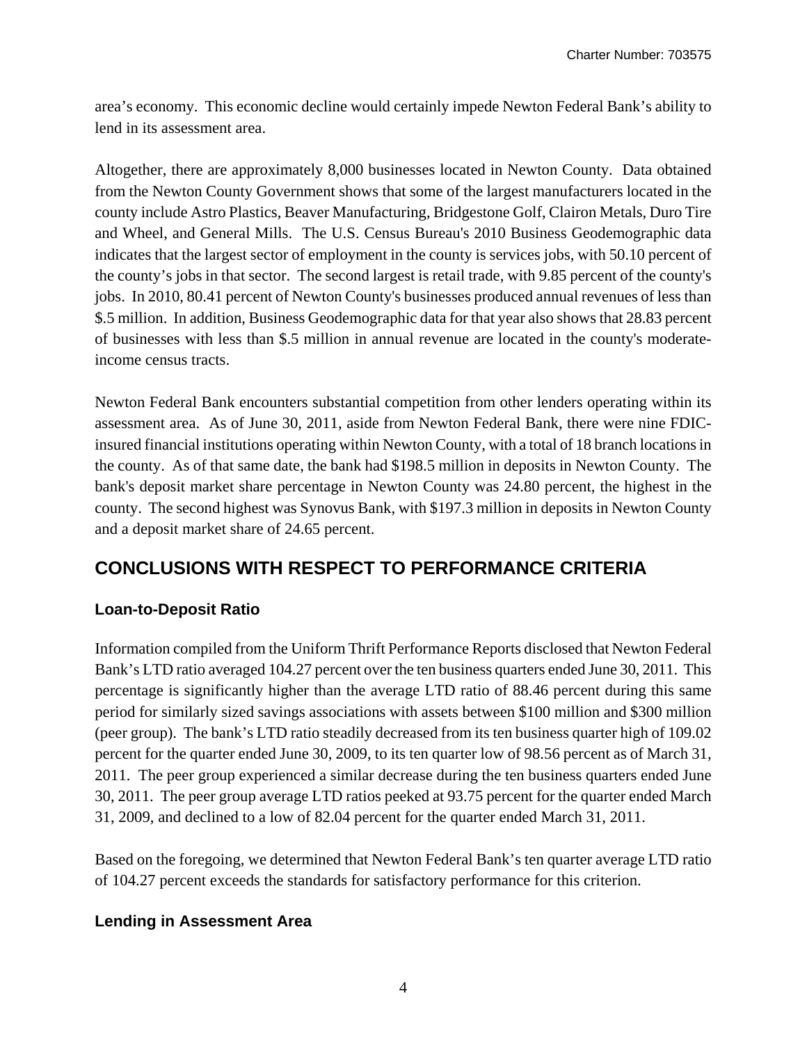area's economy. This economic decline would certainly impede Newton Federal Bank's ability to lend in its assessment area.

Altogether, there are approximately 8,000 businesses located in Newton County. Data obtained from the Newton County Government shows that some of the largest manufacturers located in the county include Astro Plastics, Beaver Manufacturing, Bridgestone Golf, Clairon Metals, Duro Tire and Wheel, and General Mills. The U.S. Census Bureau's 2010 Business Geodemographic data indicates that the largest sector of employment in the county is services jobs, with 50.10 percent of the county's jobs in that sector. The second largest is retail trade, with 9.85 percent of the county's jobs. In 2010, 80.41 percent of Newton County's businesses produced annual revenues of less than $.5 million. In addition, Business Geodemographic data for that year also shows that 28.83 percent of businesses with less than $.5 million in annual revenue are located in the county's moderate-income census tracts.

Newton Federal Bank encounters substantial competition from other lenders operating within its assessment area. As of June 30, 2011, aside from Newton Federal Bank, there were nine FDIC-insured financial institutions operating within Newton County, with a total of 18 branch locations in the county. As of that same date, the bank had $198.5 million in deposits in Newton County. The bank's deposit market share percentage in Newton County was 24.80 percent, the highest in the county. The second highest was Synovus Bank, with $197.3 million in deposits in Newton County and a deposit market share of 24.65 percent.

## CONCLUSIONS WITH RESPECT TO PERFORMANCE CRITERIA

### Loan-to-Deposit Ratio

Information compiled from the Uniform Thrift Performance Reports disclosed that Newton Federal Bank's LTD ratio averaged 104.27 percent over the ten business quarters ended June 30, 2011. This percentage is significantly higher than the average LTD ratio of 88.46 percent during this same period for similarly sized savings associations with assets between $100 million and $300 million (peer group). The bank's LTD ratio steadily decreased from its ten business quarter high of 109.02 percent for the quarter ended June 30, 2009, to its ten quarter low of 98.56 percent as of March 31, 2011. The peer group experienced a similar decrease during the ten business quarters ended June 30, 2011. The peer group average LTD ratios peeked at 93.75 percent for the quarter ended March 31, 2009, and declined to a low of 82.04 percent for the quarter ended March 31, 2011.

Based on the foregoing, we determined that Newton Federal Bank's ten quarter average LTD ratio of 104.27 percent exceeds the standards for satisfactory performance for this criterion.

### Lending in Assessment Area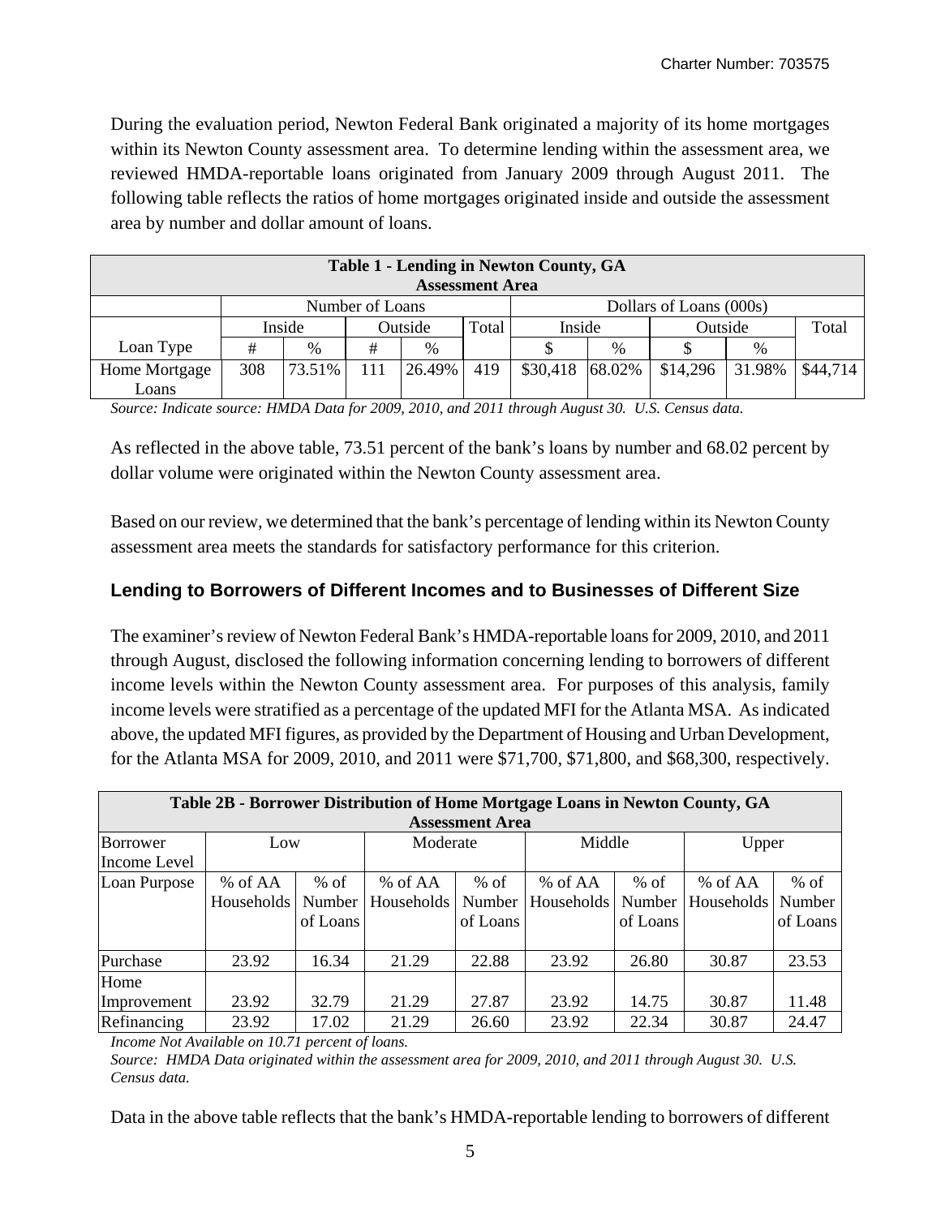During the evaluation period, Newton Federal Bank originated a majority of its home mortgages within its Newton County assessment area. To determine lending within the assessment area, we reviewed HMDA-reportable loans originated from January 2009 through August 2011. The following table reflects the ratios of home mortgages originated inside and outside the assessment area by number and dollar amount of loans.

| Table 1 - Lending in Newton County, GA Assessment Area | | | | | | | | | | |
|---|---|---|---|---|---|---|---|---|---|---|
| | Number of Loans | | | | | Dollars of Loans (000s) | | | | |
| | Inside | | Outside | | Total | Inside | | Outside | | Total |
| Loan Type | # | % | # | % | | $ | % | $ | % | |
| Home Mortgage Loans | 308 | 73.51% | 111 | 26.49% | 419 | $30,418 | 68.02% | $14,296 | 31.98% | $44,714 |

*Source: Indicate source: HMDA Data for 2009, 2010, and 2011 through August 30. U.S. Census data.*

As reflected in the above table, 73.51 percent of the bank's loans by number and 68.02 percent by dollar volume were originated within the Newton County assessment area.

Based on our review, we determined that the bank's percentage of lending within its Newton County assessment area meets the standards for satisfactory performance for this criterion.

### Lending to Borrowers of Different Incomes and to Businesses of Different Size

The examiner's review of Newton Federal Bank's HMDA-reportable loans for 2009, 2010, and 2011 through August, disclosed the following information concerning lending to borrowers of different income levels within the Newton County assessment area. For purposes of this analysis, family income levels were stratified as a percentage of the updated MFI for the Atlanta MSA. As indicated above, the updated MFI figures, as provided by the Department of Housing and Urban Development, for the Atlanta MSA for 2009, 2010, and 2011 were $71,700, $71,800, and $68,300, respectively.

| Table 2B - Borrower Distribution of Home Mortgage Loans in Newton County, GA Assessment Area | | | | | | | | |
|---|---|---|---|---|---|---|---|---|
| Borrower Income Level | Low | | Moderate | | Middle | | Upper | |
| Loan Purpose | % of AA Households | % of Number of Loans | % of AA Households | % of Number of Loans | % of AA Households | % of Number of Loans | % of AA Households | % of Number of Loans |
| Purchase | 23.92 | 16.34 | 21.29 | 22.88 | 23.92 | 26.80 | 30.87 | 23.53 |
| Home Improvement | 23.92 | 32.79 | 21.29 | 27.87 | 23.92 | 14.75 | 30.87 | 11.48 |
| Refinancing | 23.92 | 17.02 | 21.29 | 26.60 | 23.92 | 22.34 | 30.87 | 24.47 |

*Income Not Available on 10.71 percent of loans.*
*Source: HMDA Data originated within the assessment area for 2009, 2010, and 2011 through August 30. U.S. Census data.*

Data in the above table reflects that the bank's HMDA-reportable lending to borrowers of different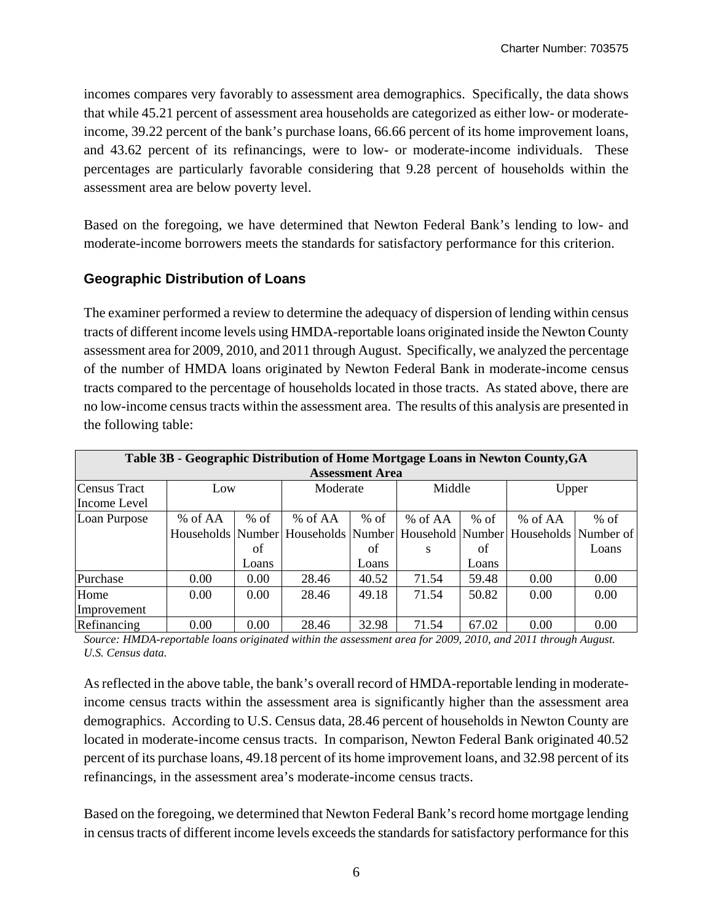incomes compares very favorably to assessment area demographics. Specifically, the data shows that while 45.21 percent of assessment area households are categorized as either low- or moderate-income, 39.22 percent of the bank's purchase loans, 66.66 percent of its home improvement loans, and 43.62 percent of its refinancings, were to low- or moderate-income individuals. These percentages are particularly favorable considering that 9.28 percent of households within the assessment area are below poverty level.

Based on the foregoing, we have determined that Newton Federal Bank's lending to low- and moderate-income borrowers meets the standards for satisfactory performance for this criterion.

### Geographic Distribution of Loans

The examiner performed a review to determine the adequacy of dispersion of lending within census tracts of different income levels using HMDA-reportable loans originated inside the Newton County assessment area for 2009, 2010, and 2011 through August. Specifically, we analyzed the percentage of the number of HMDA loans originated by Newton Federal Bank in moderate-income census tracts compared to the percentage of households located in those tracts. As stated above, there are no low-income census tracts within the assessment area. The results of this analysis are presented in the following table:

| Table 3B - Geographic Distribution of Home Mortgage Loans in Newton County,GA Assessment Area | | | | | | | | |
|---|---|---|---|---|---|---|---|---|
| Census Tract Income Level | Low | | Moderate | | Middle | | Upper | |
| Loan Purpose | % of AA Households | % of Number of Loans | % of AA Households | % of Number of Loans | % of AA Households | % of Number of Loans | % of AA Households | % of Number of Loans |
| Purchase | 0.00 | 0.00 | 28.46 | 40.52 | 71.54 | 59.48 | 0.00 | 0.00 |
| Home Improvement | 0.00 | 0.00 | 28.46 | 49.18 | 71.54 | 50.82 | 0.00 | 0.00 |
| Refinancing | 0.00 | 0.00 | 28.46 | 32.98 | 71.54 | 67.02 | 0.00 | 0.00 |

*Source: HMDA-reportable loans originated within the assessment area for 2009, 2010, and 2011 through August. U.S. Census data.*

As reflected in the above table, the bank's overall record of HMDA-reportable lending in moderate-income census tracts within the assessment area is significantly higher than the assessment area demographics. According to U.S. Census data, 28.46 percent of households in Newton County are located in moderate-income census tracts. In comparison, Newton Federal Bank originated 40.52 percent of its purchase loans, 49.18 percent of its home improvement loans, and 32.98 percent of its refinancings, in the assessment area's moderate-income census tracts.

Based on the foregoing, we determined that Newton Federal Bank's record home mortgage lending in census tracts of different income levels exceeds the standards for satisfactory performance for this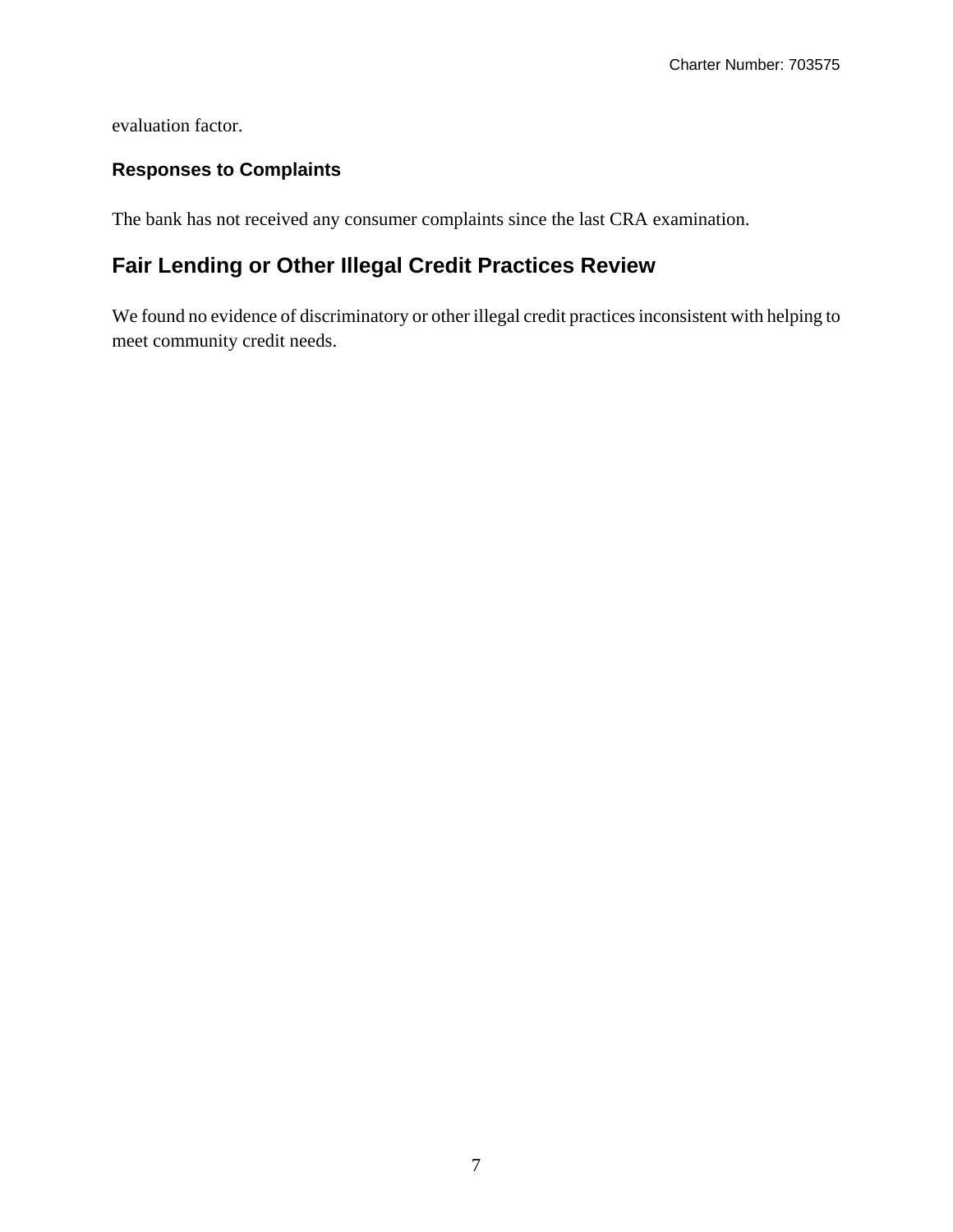evaluation factor.

### Responses to Complaints

The bank has not received any consumer complaints since the last CRA examination.

## Fair Lending or Other Illegal Credit Practices Review

We found no evidence of discriminatory or other illegal credit practices inconsistent with helping to meet community credit needs.